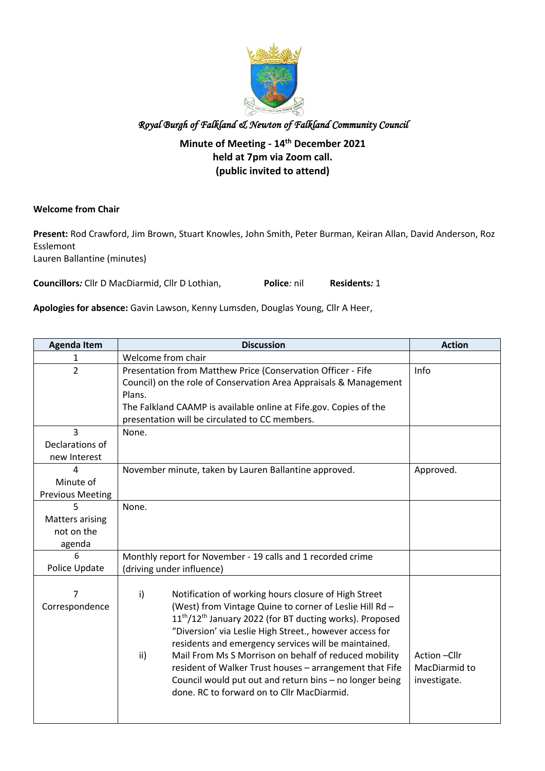*Royal Burgh of Falkland & Newton of Falkland Community Council*

**Minute of Meeting - 14th December 2021**
**held at 7pm via Zoom call.**
**(public invited to attend)**

**Welcome from Chair**

**Present:** Rod Crawford, Jim Brown, Stuart Knowles, John Smith, Peter Burman, Keiran Allan, David Anderson, Roz Esslemont
Lauren Ballantine (minutes)

**Councillors***:* Cllr D MacDiarmid, Cllr D Lothian, **Police***:* nil **Residents***:* 1

**Apologies for absence:** Gavin Lawson, Kenny Lumsden, Douglas Young, Cllr A Heer,

| Agenda Item | Discussion | Action |
|---|---|---|
| 1 | Welcome from chair | |
| 2 | Presentation from Matthew Price (Conservation Officer - Fife Council) on the role of Conservation Area Appraisals & Management Plans.<br>The Falkland CAAMP is available online at Fife.gov. Copies of the presentation will be circulated to CC members. | Info |
| 3<br>Declarations of new Interest | None. | |
| 4<br>Minute of Previous Meeting | November minute, taken by Lauren Ballantine approved. | Approved. |
| 5<br>Matters arising not on the agenda | None. | |
| 6<br>Police Update | Monthly report for November - 19 calls and 1 recorded crime (driving under influence) | |
| 7<br>Correspondence | i) Notification of working hours closure of High Street (West) from Vintage Quine to corner of Leslie Hill Rd – 11th/12th January 2022 (for BT ducting works). Proposed "Diversion' via Leslie High Street., however access for residents and emergency services will be maintained.<br>ii) Mail From Ms S Morrison on behalf of reduced mobility resident of Walker Trust houses – arrangement that Fife Council would put out and return bins – no longer being done. RC to forward on to Cllr MacDiarmid. | Action –Cllr MacDiarmid to investigate. |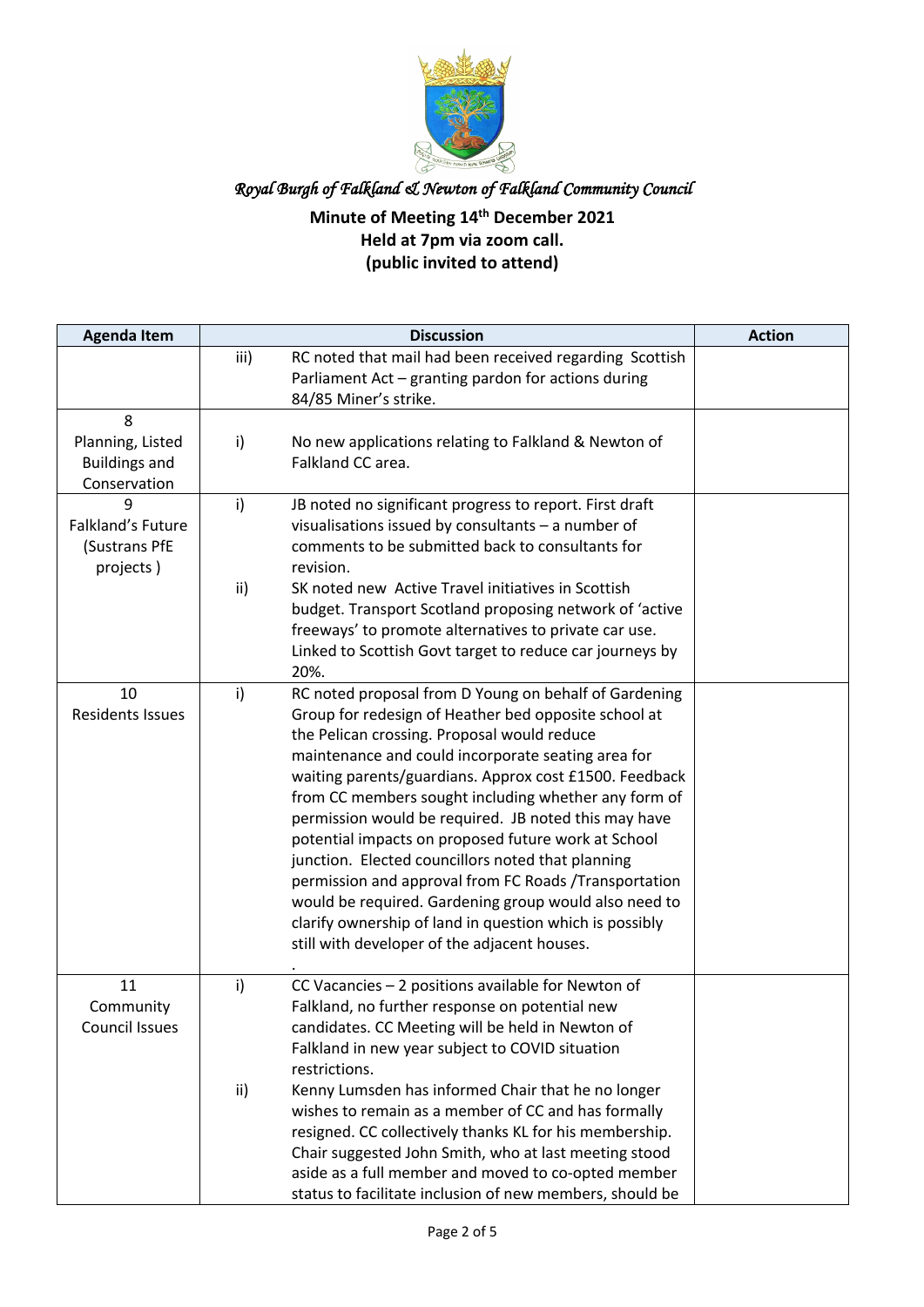*Royal Burgh of Falkland & Newton of Falkland Community Council*

**Minute of Meeting 14th December 2021**
**Held at 7pm via zoom call.**
**(public invited to attend)**

| Agenda Item | | Discussion | Action |
|---|---|---|---|
| | iii) | RC noted that mail had been received regarding Scottish Parliament Act – granting pardon for actions during 84/85 Miner's strike. | |
| 8 Planning, Listed Buildings and Conservation | i) | No new applications relating to Falkland & Newton of Falkland CC area. | |
| 9 Falkland's Future (Sustrans PfE projects ) | i) | JB noted no significant progress to report. First draft visualisations issued by consultants – a number of comments to be submitted back to consultants for revision. | |
| | ii) | SK noted new Active Travel initiatives in Scottish budget. Transport Scotland proposing network of 'active freeways' to promote alternatives to private car use. Linked to Scottish Govt target to reduce car journeys by 20%. | |
| 10 Residents Issues | i) | RC noted proposal from D Young on behalf of Gardening Group for redesign of Heather bed opposite school at the Pelican crossing. Proposal would reduce maintenance and could incorporate seating area for waiting parents/guardians. Approx cost £1500. Feedback from CC members sought including whether any form of permission would be required. JB noted this may have potential impacts on proposed future work at School junction. Elected councillors noted that planning permission and approval from FC Roads /Transportation would be required. Gardening group would also need to clarify ownership of land in question which is possibly still with developer of the adjacent houses. . | |
| 11 Community Council Issues | i) | CC Vacancies – 2 positions available for Newton of Falkland, no further response on potential new candidates. CC Meeting will be held in Newton of Falkland in new year subject to COVID situation restrictions. | |
| | ii) | Kenny Lumsden has informed Chair that he no longer wishes to remain as a member of CC and has formally resigned. CC collectively thanks KL for his membership. Chair suggested John Smith, who at last meeting stood aside as a full member and moved to co-opted member status to facilitate inclusion of new members, should be | |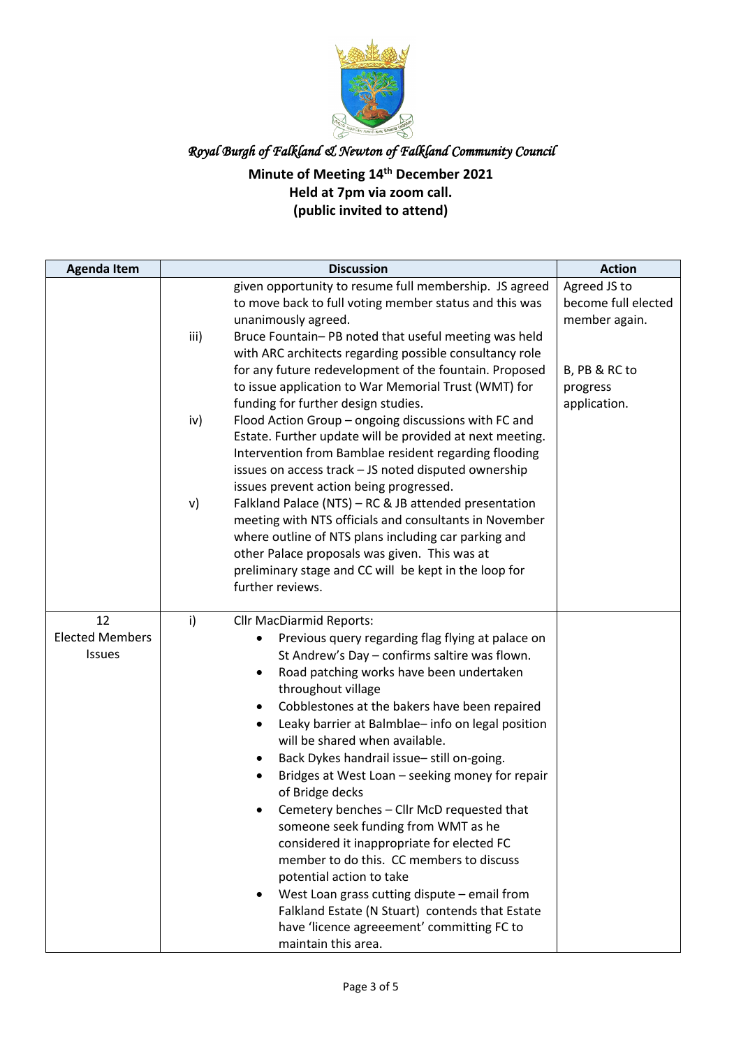*Royal Burgh of Falkland & Newton of Falkland Community Council*

**Minute of Meeting 14th December 2021**
**Held at 7pm via zoom call.**
**(public invited to attend)**

| Agenda Item | Discussion | Action |
|---|---|---|
| | given opportunity to resume full membership. JS agreed to move back to full voting member status and this was unanimously agreed. | Agreed JS to become full elected member again. |
| | iii) Bruce Fountain– PB noted that useful meeting was held with ARC architects regarding possible consultancy role for any future redevelopment of the fountain. Proposed to issue application to War Memorial Trust (WMT) for funding for further design studies. | B, PB & RC to progress application. |
| | iv) Flood Action Group – ongoing discussions with FC and Estate. Further update will be provided at next meeting. Intervention from Bamblae resident regarding flooding issues on access track – JS noted disputed ownership issues prevent action being progressed. | |
| | v) Falkland Palace (NTS) – RC & JB attended presentation meeting with NTS officials and consultants in November where outline of NTS plans including car parking and other Palace proposals was given. This was at preliminary stage and CC will be kept in the loop for further reviews. | |
| 12 Elected Members Issues | i) Cllr MacDiarmid Reports:<br>• Previous query regarding flag flying at palace on St Andrew's Day – confirms saltire was flown.<br>• Road patching works have been undertaken throughout village<br>• Cobblestones at the bakers have been repaired<br>• Leaky barrier at Balmblae– info on legal position will be shared when available.<br>• Back Dykes handrail issue– still on-going.<br>• Bridges at West Loan – seeking money for repair of Bridge decks<br>• Cemetery benches – Cllr McD requested that someone seek funding from WMT as he considered it inappropriate for elected FC member to do this. CC members to discuss potential action to take<br>• West Loan grass cutting dispute – email from Falkland Estate (N Stuart) contends that Estate have 'licence agreeement' committing FC to maintain this area. | |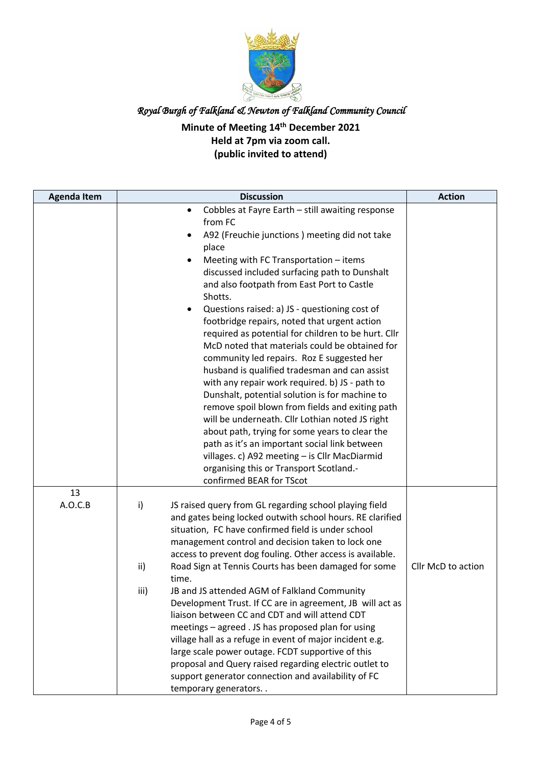*Royal Burgh of Falkland & Newton of Falkland Community Council*

**Minute of Meeting 14th December 2021**
**Held at 7pm via zoom call.**
**(public invited to attend)**

| Agenda Item | Discussion | Action |
|---|---|---|
| | • Cobbles at Fayre Earth – still awaiting response from FC<br>• A92 (Freuchie junctions ) meeting did not take place<br>• Meeting with FC Transportation – items discussed included surfacing path to Dunshalt and also footpath from East Port to Castle Shotts.<br>• Questions raised: a) JS - questioning cost of footbridge repairs, noted that urgent action required as potential for children to be hurt. Cllr McD noted that materials could be obtained for community led repairs. Roz E suggested her husband is qualified tradesman and can assist with any repair work required. b) JS - path to Dunshalt, potential solution is for machine to remove spoil blown from fields and exiting path will be underneath. Cllr Lothian noted JS right about path, trying for some years to clear the path as it's an important social link between villages. c) A92 meeting – is Cllr MacDiarmid organising this or Transport Scotland.- confirmed BEAR for TScot | |
| 13<br>A.O.C.B | i) JS raised query from GL regarding school playing field and gates being locked outwith school hours. RE clarified situation, FC have confirmed field is under school management control and decision taken to lock one access to prevent dog fouling. Other access is available.<br>ii) Road Sign at Tennis Courts has been damaged for some time.<br>iii) JB and JS attended AGM of Falkland Community Development Trust. If CC are in agreement, JB will act as liaison between CC and CDT and will attend CDT meetings – agreed . JS has proposed plan for using village hall as a refuge in event of major incident e.g. large scale power outage. FCDT supportive of this proposal and Query raised regarding electric outlet to support generator connection and availability of FC temporary generators. . | <br><br><br><br><br>Cllr McD to action |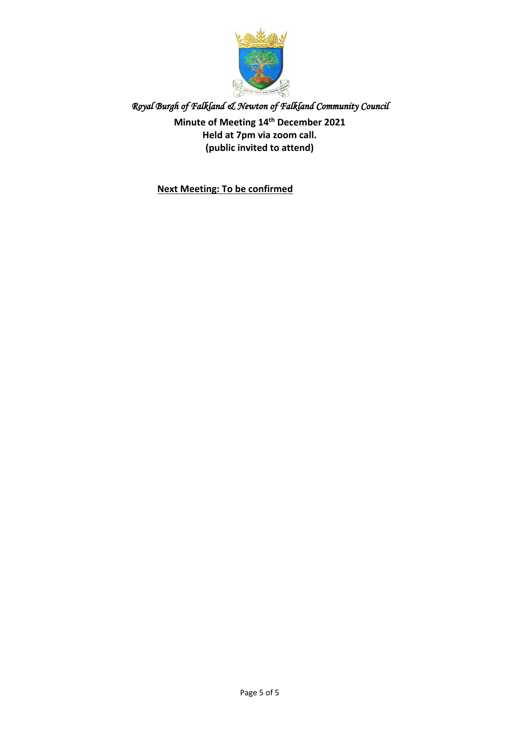*Royal Burgh of Falkland & Newton of Falkland Community Council*

**Minute of Meeting 14th December 2021**
**Held at 7pm via zoom call.**
**(public invited to attend)**

**Next Meeting: To be confirmed**